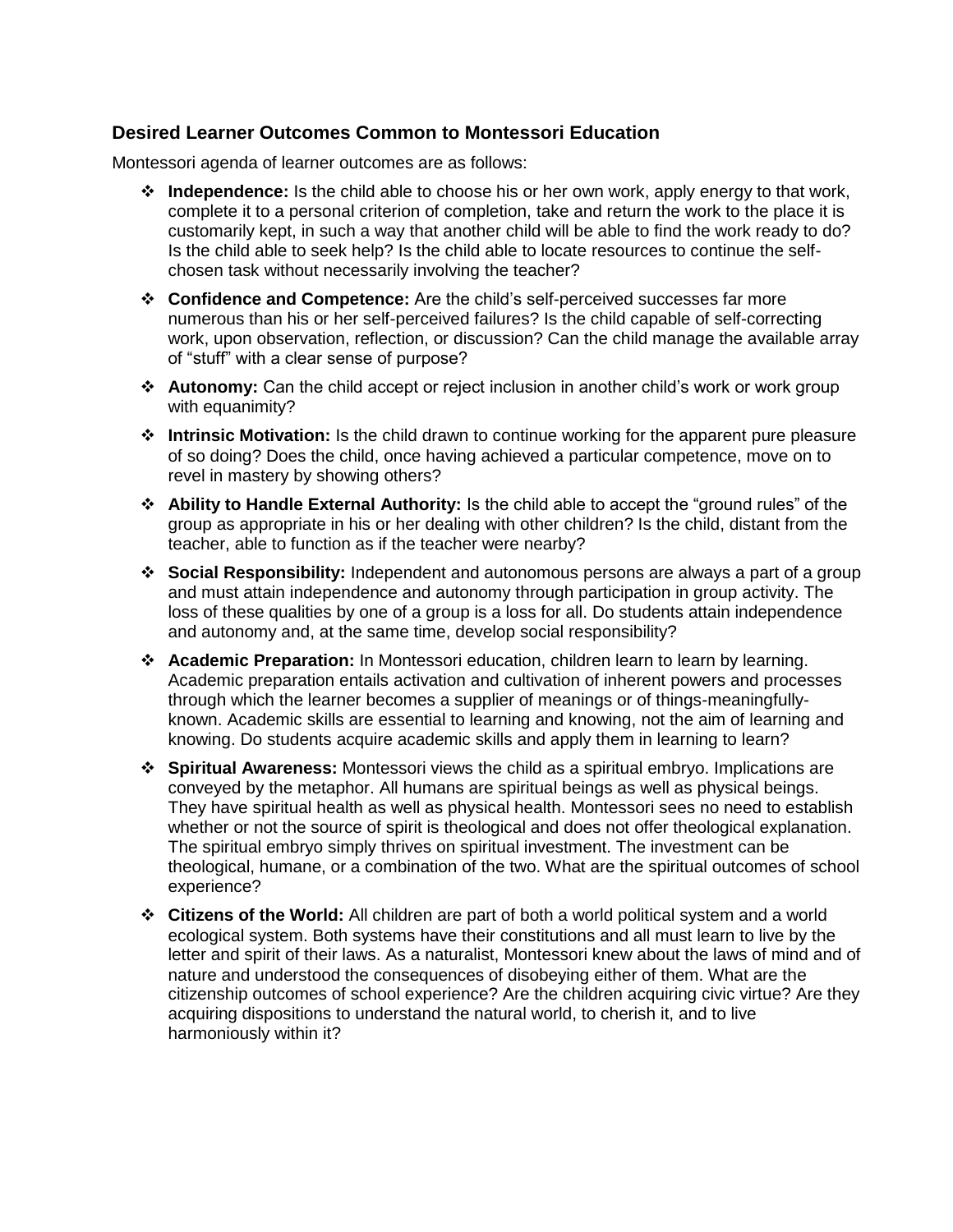### Desired Learner Outcomes Common to Montessori Education

Montessori agenda of learner outcomes are as follows:

- **Independence:** Is the child able to choose his or her own work, apply energy to that work, complete it to a personal criterion of completion, take and return the work to the place it is customarily kept, in such a way that another child will be able to find the work ready to do? Is the child able to seek help? Is the child able to locate resources to continue the self-chosen task without necessarily involving the teacher?
- **Confidence and Competence:** Are the child's self-perceived successes far more numerous than his or her self-perceived failures? Is the child capable of self-correcting work, upon observation, reflection, or discussion? Can the child manage the available array of "stuff" with a clear sense of purpose?
- **Autonomy:** Can the child accept or reject inclusion in another child's work or work group with equanimity?
- **Intrinsic Motivation:** Is the child drawn to continue working for the apparent pure pleasure of so doing? Does the child, once having achieved a particular competence, move on to revel in mastery by showing others?
- **Ability to Handle External Authority:** Is the child able to accept the "ground rules" of the group as appropriate in his or her dealing with other children? Is the child, distant from the teacher, able to function as if the teacher were nearby?
- **Social Responsibility:** Independent and autonomous persons are always a part of a group and must attain independence and autonomy through participation in group activity. The loss of these qualities by one of a group is a loss for all. Do students attain independence and autonomy and, at the same time, develop social responsibility?
- **Academic Preparation:** In Montessori education, children learn to learn by learning. Academic preparation entails activation and cultivation of inherent powers and processes through which the learner becomes a supplier of meanings or of things-meaningfully-known. Academic skills are essential to learning and knowing, not the aim of learning and knowing. Do students acquire academic skills and apply them in learning to learn?
- **Spiritual Awareness:** Montessori views the child as a spiritual embryo. Implications are conveyed by the metaphor. All humans are spiritual beings as well as physical beings. They have spiritual health as well as physical health. Montessori sees no need to establish whether or not the source of spirit is theological and does not offer theological explanation. The spiritual embryo simply thrives on spiritual investment. The investment can be theological, humane, or a combination of the two. What are the spiritual outcomes of school experience?
- **Citizens of the World:** All children are part of both a world political system and a world ecological system. Both systems have their constitutions and all must learn to live by the letter and spirit of their laws. As a naturalist, Montessori knew about the laws of mind and of nature and understood the consequences of disobeying either of them. What are the citizenship outcomes of school experience? Are the children acquiring civic virtue? Are they acquiring dispositions to understand the natural world, to cherish it, and to live harmoniously within it?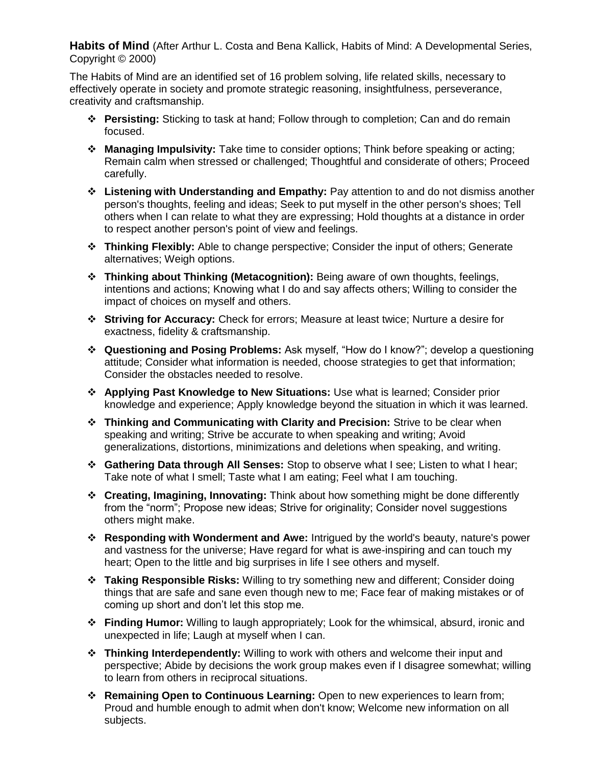**Habits of Mind** (After Arthur L. Costa and Bena Kallick, Habits of Mind: A Developmental Series, Copyright © 2000)

The Habits of Mind are an identified set of 16 problem solving, life related skills, necessary to effectively operate in society and promote strategic reasoning, insightfulness, perseverance, creativity and craftsmanship.

- **Persisting:** Sticking to task at hand; Follow through to completion; Can and do remain focused.
- **Managing Impulsivity:** Take time to consider options; Think before speaking or acting; Remain calm when stressed or challenged; Thoughtful and considerate of others; Proceed carefully.
- **Listening with Understanding and Empathy:** Pay attention to and do not dismiss another person's thoughts, feeling and ideas; Seek to put myself in the other person's shoes; Tell others when I can relate to what they are expressing; Hold thoughts at a distance in order to respect another person's point of view and feelings.
- **Thinking Flexibly:** Able to change perspective; Consider the input of others; Generate alternatives; Weigh options.
- **Thinking about Thinking (Metacognition):** Being aware of own thoughts, feelings, intentions and actions; Knowing what I do and say affects others; Willing to consider the impact of choices on myself and others.
- **Striving for Accuracy:** Check for errors; Measure at least twice; Nurture a desire for exactness, fidelity & craftsmanship.
- **Questioning and Posing Problems:** Ask myself, "How do I know?"; develop a questioning attitude; Consider what information is needed, choose strategies to get that information; Consider the obstacles needed to resolve.
- **Applying Past Knowledge to New Situations:** Use what is learned; Consider prior knowledge and experience; Apply knowledge beyond the situation in which it was learned.
- **Thinking and Communicating with Clarity and Precision:** Strive to be clear when speaking and writing; Strive be accurate to when speaking and writing; Avoid generalizations, distortions, minimizations and deletions when speaking, and writing.
- **Gathering Data through All Senses:** Stop to observe what I see; Listen to what I hear; Take note of what I smell; Taste what I am eating; Feel what I am touching.
- **Creating, Imagining, Innovating:** Think about how something might be done differently from the "norm"; Propose new ideas; Strive for originality; Consider novel suggestions others might make.
- **Responding with Wonderment and Awe:** Intrigued by the world's beauty, nature's power and vastness for the universe; Have regard for what is awe-inspiring and can touch my heart; Open to the little and big surprises in life I see others and myself.
- **Taking Responsible Risks:** Willing to try something new and different; Consider doing things that are safe and sane even though new to me; Face fear of making mistakes or of coming up short and don't let this stop me.
- **Finding Humor:** Willing to laugh appropriately; Look for the whimsical, absurd, ironic and unexpected in life; Laugh at myself when I can.
- **Thinking Interdependently:** Willing to work with others and welcome their input and perspective; Abide by decisions the work group makes even if I disagree somewhat; willing to learn from others in reciprocal situations.
- **Remaining Open to Continuous Learning:** Open to new experiences to learn from; Proud and humble enough to admit when don't know; Welcome new information on all subjects.